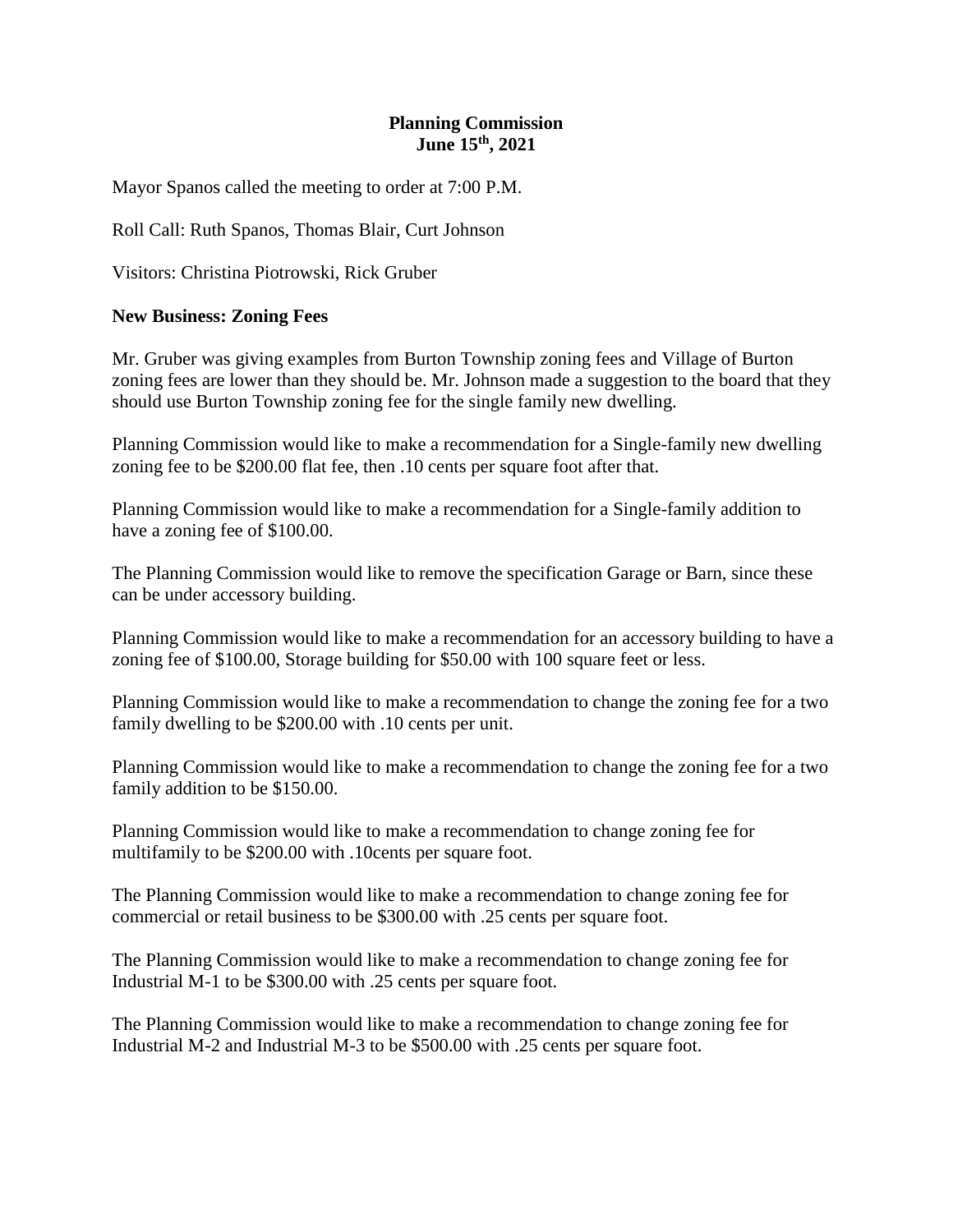**Planning Commission**
**June 15th, 2021**

Mayor Spanos called the meeting to order at 7:00 P.M.

Roll Call: Ruth Spanos, Thomas Blair, Curt Johnson

Visitors: Christina Piotrowski, Rick Gruber

**New Business: Zoning Fees**

Mr. Gruber was giving examples from Burton Township zoning fees and Village of Burton zoning fees are lower than they should be. Mr. Johnson made a suggestion to the board that they should use Burton Township zoning fee for the single family new dwelling.

Planning Commission would like to make a recommendation for a Single-family new dwelling zoning fee to be $200.00 flat fee, then .10 cents per square foot after that.

Planning Commission would like to make a recommendation for a Single-family addition to have a zoning fee of $100.00.

The Planning Commission would like to remove the specification Garage or Barn, since these can be under accessory building.

Planning Commission would like to make a recommendation for an accessory building to have a zoning fee of $100.00, Storage building for $50.00 with 100 square feet or less.

Planning Commission would like to make a recommendation to change the zoning fee for a two family dwelling to be $200.00 with .10 cents per unit.

Planning Commission would like to make a recommendation to change the zoning fee for a two family addition to be $150.00.

Planning Commission would like to make a recommendation to change zoning fee for multifamily to be $200.00 with .10cents per square foot.

The Planning Commission would like to make a recommendation to change zoning fee for commercial or retail business to be $300.00 with .25 cents per square foot.

The Planning Commission would like to make a recommendation to change zoning fee for Industrial M-1 to be $300.00 with .25 cents per square foot.

The Planning Commission would like to make a recommendation to change zoning fee for Industrial M-2 and Industrial M-3 to be $500.00 with .25 cents per square foot.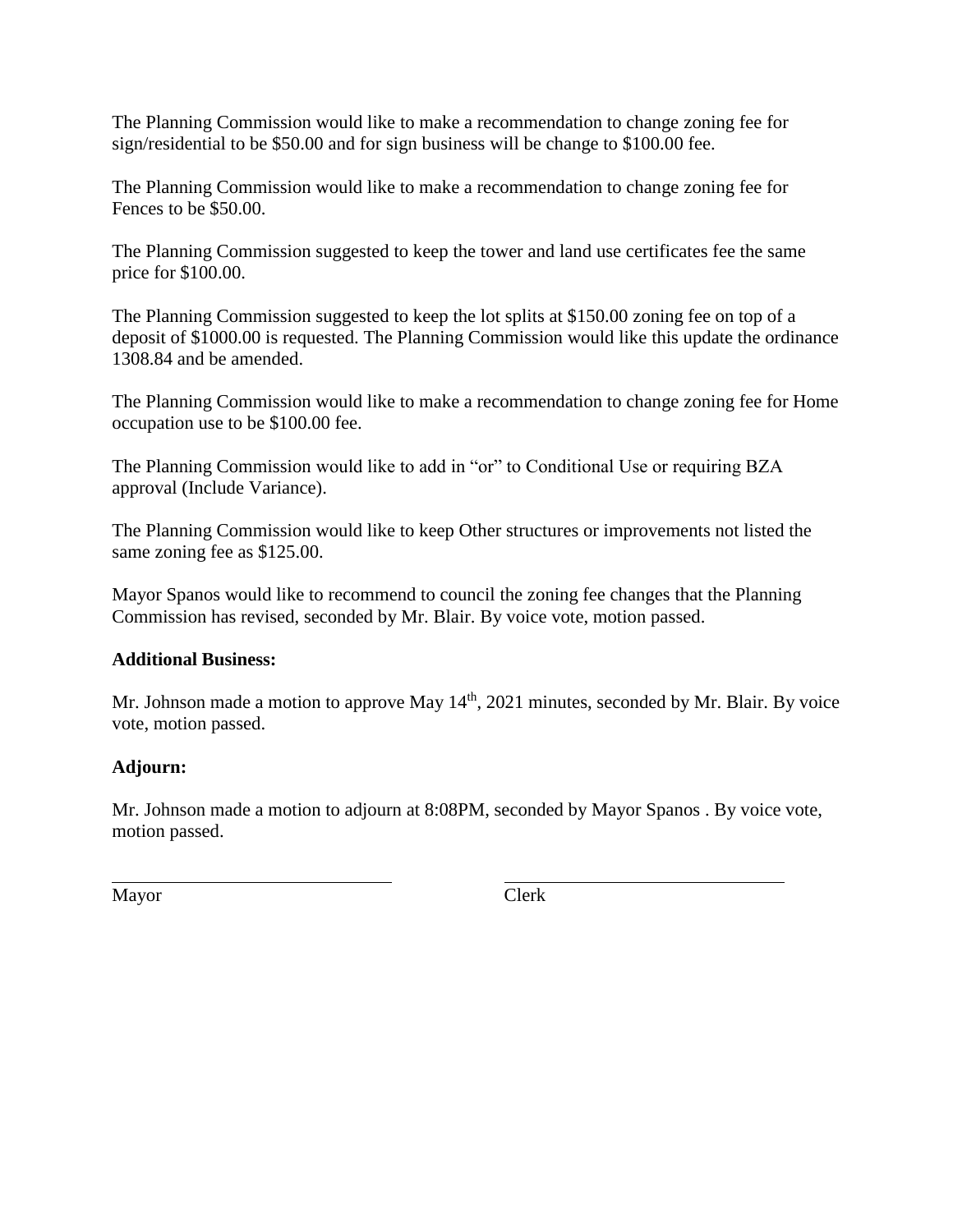The Planning Commission would like to make a recommendation to change zoning fee for sign/residential to be $50.00 and for sign business will be change to $100.00 fee.

The Planning Commission would like to make a recommendation to change zoning fee for Fences to be $50.00.

The Planning Commission suggested to keep the tower and land use certificates fee the same price for $100.00.

The Planning Commission suggested to keep the lot splits at $150.00 zoning fee on top of a deposit of $1000.00 is requested. The Planning Commission would like this update the ordinance 1308.84 and be amended.

The Planning Commission would like to make a recommendation to change zoning fee for Home occupation use to be $100.00 fee.

The Planning Commission would like to add in "or" to Conditional Use or requiring BZA approval (Include Variance).

The Planning Commission would like to keep Other structures or improvements not listed the same zoning fee as $125.00.

Mayor Spanos would like to recommend to council the zoning fee changes that the Planning Commission has revised, seconded by Mr. Blair. By voice vote, motion passed.

**Additional Business:**

Mr. Johnson made a motion to approve May 14th, 2021 minutes, seconded by Mr. Blair. By voice vote, motion passed.

**Adjourn:**

Mr. Johnson made a motion to adjourn at 8:08PM, seconded by Mayor Spanos . By voice vote, motion passed.

Mayor

Clerk